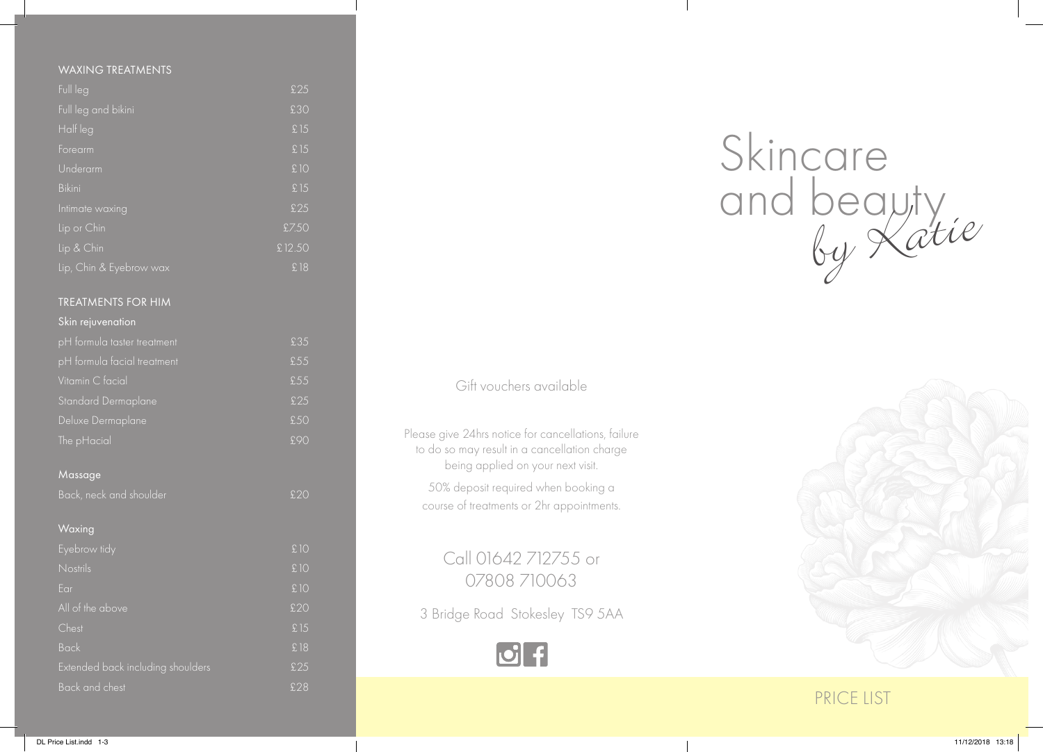## WAXING TREATMENTS

| | |
|---|---|
| Full leg | £25 |
| Full leg and bikini | £30 |
| Half leg | £15 |
| Forearm | £15 |
| Underarm | £10 |
| Bikini | £15 |
| Intimate waxing | £25 |
| Lip or Chin | £7.50 |
| Lip & Chin | £12.50 |
| Lip, Chin & Eyebrow wax | £18 |

## TREATMENTS FOR HIM

### Skin rejuvenation

| | |
|---|---|
| pH formula taster treatment | £35 |
| pH formula facial treatment | £55 |
| Vitamin C facial | £55 |
| Standard Dermaplane | £25 |
| Deluxe Dermaplane | £50 |
| The pHacial | £90 |

### Massage

| | |
|---|---|
| Back, neck and shoulder | £20 |

### Waxing

| | |
|---|---|
| Eyebrow tidy | £10 |
| Nostrils | £10 |
| Ear | £10 |
| All of the above | £20 |
| Chest | £15 |
| Back | £18 |
| Extended back including shoulders | £25 |
| Back and chest | £28 |

Gift vouchers available

Please give 24hrs notice for cancellations, failure to do so may result in a cancellation charge being applied on your next visit.

50% deposit required when booking a course of treatments or 2hr appointments.

Call 01642 712755 or 07808 710063

3 Bridge Road Stokesley TS9 5AA

# Skincare and beauty *by Katie*

PRICE LIST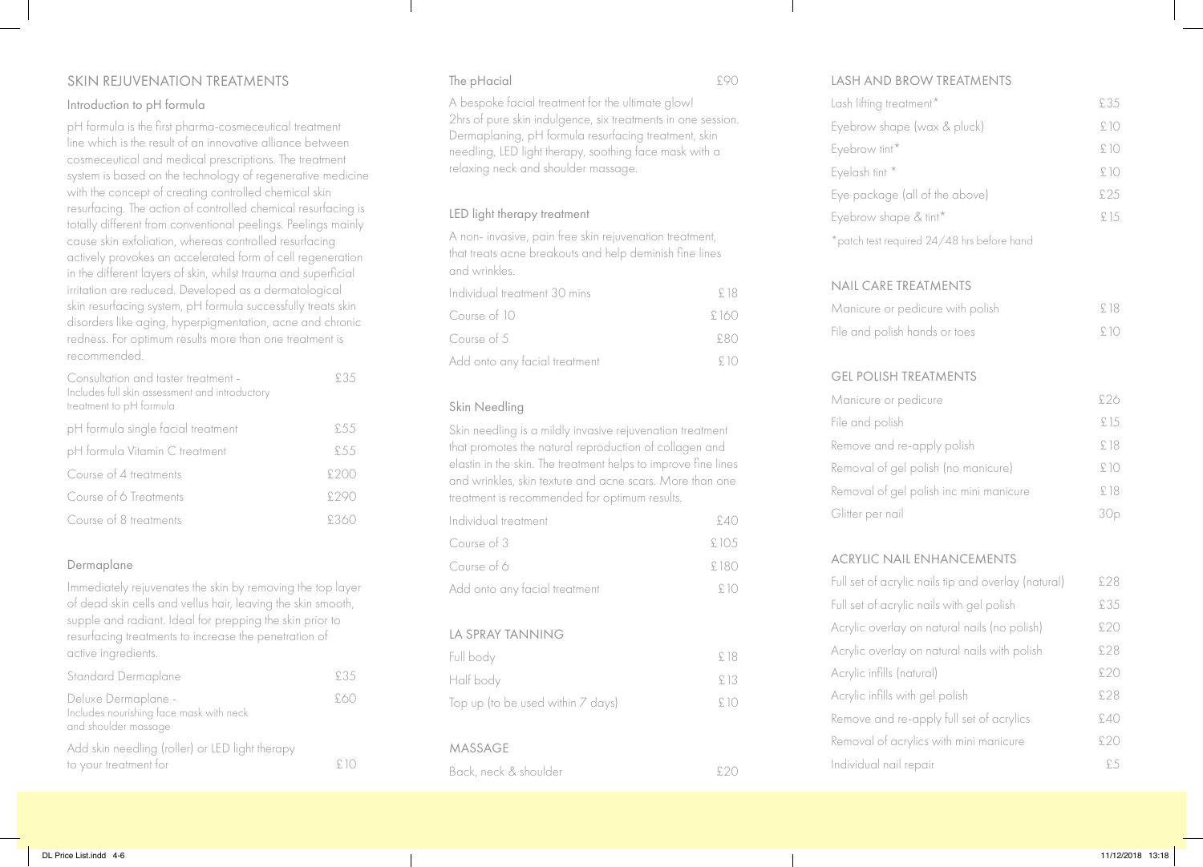## SKIN REJUVENATION TREATMENTS

### Introduction to pH formula

pH formula is the first pharma-cosmeceutical treatment line which is the result of an innovative alliance between cosmeceutical and medical prescriptions. The treatment system is based on the technology of regenerative medicine with the concept of creating controlled chemical skin resurfacing. The action of controlled chemical resurfacing is totally different from conventional peelings. Peelings mainly cause skin exfoliation, whereas controlled resurfacing actively provokes an accelerated form of cell regeneration in the different layers of skin, whilst trauma and superficial irritation are reduced. Developed as a dermatological skin resurfacing system, pH formula successfully treats skin disorders like aging, hyperpigmentation, acne and chronic redness. For optimum results more than one treatment is recommended.

| | |
|---|---|
| Consultation and taster treatment - Includes full skin assessment and introductory treatment to pH formula | £35 |
| pH formula single facial treatment | £55 |
| pH formula Vitamin C treatment | £55 |
| Course of 4 treatments | £200 |
| Course of 6 Treatments | £290 |
| Course of 8 treatments | £360 |

### Dermaplane

Immediately rejuvenates the skin by removing the top layer of dead skin cells and vellus hair, leaving the skin smooth, supple and radiant. Ideal for prepping the skin prior to resurfacing treatments to increase the penetration of active ingredients.

| | |
|---|---|
| Standard Dermaplane | £35 |
| Deluxe Dermaplane - Includes nourishing face mask with neck and shoulder massage | £60 |
| Add skin needling (roller) or LED light therapy to your treatment for | £10 |

### The pHacial — £90

A bespoke facial treatment for the ultimate glow! 2hrs of pure skin indulgence, six treatments in one session. Dermaplaning, pH formula resurfacing treatment, skin needling, LED light therapy, soothing face mask with a relaxing neck and shoulder massage.

### LED light therapy treatment

A non- invasive, pain free skin rejuvenation treatment, that treats acne breakouts and help deminish fine lines and wrinkles.

| | |
|---|---|
| Individual treatment 30 mins | £18 |
| Course of 10 | £160 |
| Course of 5 | £80 |
| Add onto any facial treatment | £10 |

### Skin Needling

Skin needling is a mildly invasive rejuvenation treatment that promotes the natural reproduction of collagen and elastin in the skin. The treatment helps to improve fine lines and wrinkles, skin texture and acne scars. More than one treatment is recommended for optimum results.

| | |
|---|---|
| Individual treatment | £40 |
| Course of 3 | £105 |
| Course of 6 | £180 |
| Add onto any facial treatment | £10 |

## LA SPRAY TANNING

| | |
|---|---|
| Full body | £18 |
| Half body | £13 |
| Top up (to be used within 7 days) | £10 |

## MASSAGE

| | |
|---|---|
| Back, neck & shoulder | £20 |

## LASH AND BROW TREATMENTS

| | |
|---|---|
| Lash lifting treatment* | £35 |
| Eyebrow shape (wax & pluck) | £10 |
| Eyebrow tint* | £10 |
| Eyelash tint * | £10 |
| Eye package (all of the above) | £25 |
| Eyebrow shape & tint* | £15 |

*patch test required 24/48 hrs before hand

## NAIL CARE TREATMENTS

| | |
|---|---|
| Manicure or pedicure with polish | £18 |
| File and polish hands or toes | £10 |

## GEL POLISH TREATMENTS

| | |
|---|---|
| Manicure or pedicure | £26 |
| File and polish | £15 |
| Remove and re-apply polish | £18 |
| Removal of gel polish (no manicure) | £10 |
| Removal of gel polish inc mini manicure | £18 |
| Glitter per nail | 30p |

## ACRYLIC NAIL ENHANCEMENTS

| | |
|---|---|
| Full set of acrylic nails tip and overlay (natural) | £28 |
| Full set of acrylic nails with gel polish | £35 |
| Acrylic overlay on natural nails (no polish) | £20 |
| Acrylic overlay on natural nails with polish | £28 |
| Acrylic infills (natural) | £20 |
| Acrylic infills with gel polish | £28 |
| Remove and re-apply full set of acrylics | £40 |
| Removal of acrylics with mini manicure | £20 |
| Individual nail repair | £5 |